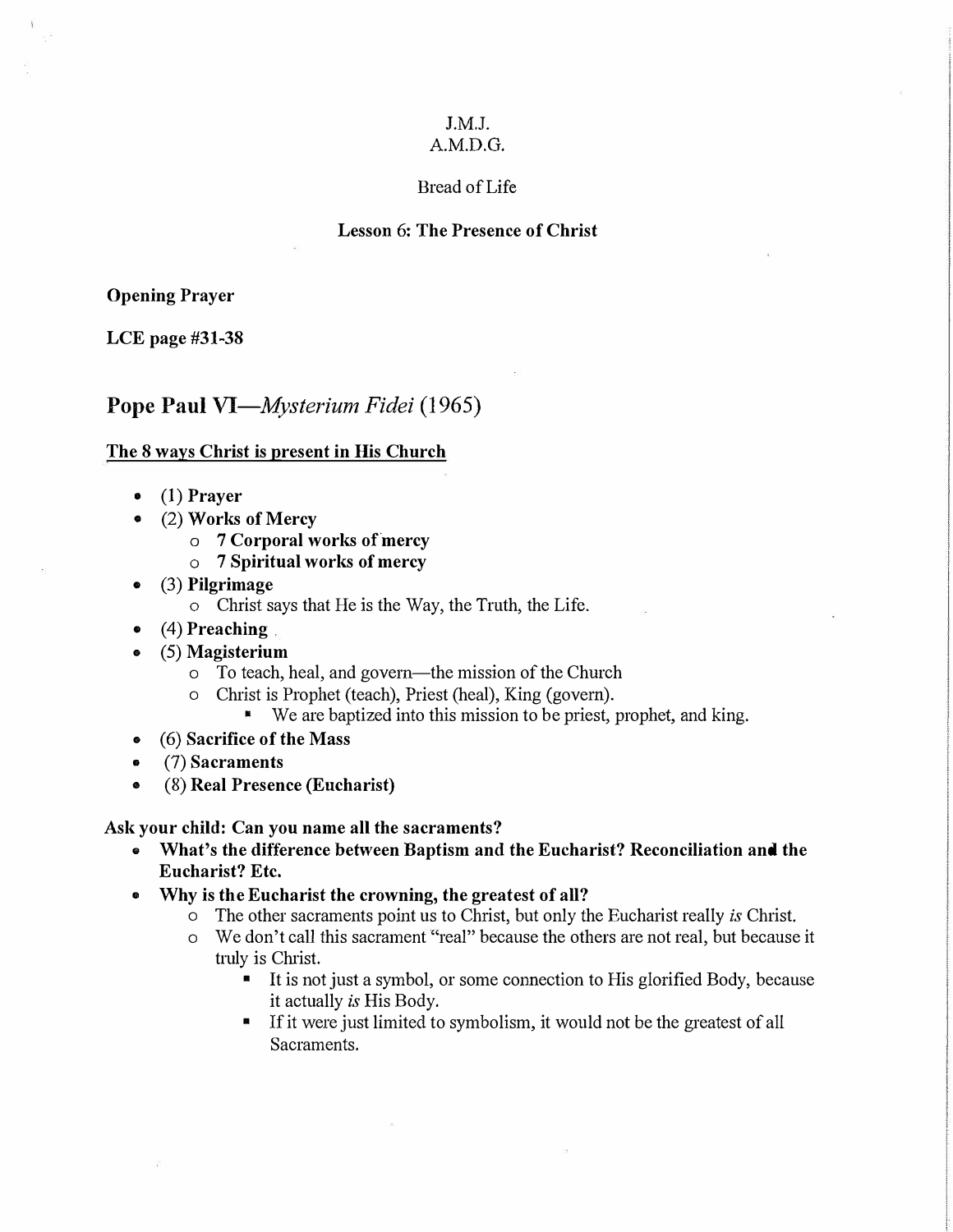J.M.J.
A.M.D.G.

Bread of Life

**Lesson 6: The Presence of Christ**

**Opening Prayer**

**LCE page #31-38**

## Pope Paul VI—*Mysterium Fidei* (1965)

**The 8 ways Christ is present in His Church**

- (1) **Prayer**
- (2) **Works of Mercy**
  - **7 Corporal works of mercy**
  - **7 Spiritual works of mercy**
- (3) **Pilgrimage**
  - Christ says that He is the Way, the Truth, the Life.
- (4) **Preaching**
- (5) **Magisterium**
  - To teach, heal, and govern—the mission of the Church
  - Christ is Prophet (teach), Priest (heal), King (govern).
    - We are baptized into this mission to be priest, prophet, and king.
- (6) **Sacrifice of the Mass**
- (7) **Sacraments**
- (8) **Real Presence (Eucharist)**

**Ask your child: Can you name all the sacraments?**

- **What's the difference between Baptism and the Eucharist? Reconciliation and the Eucharist? Etc.**
- **Why is the Eucharist the crowning, the greatest of all?**
  - The other sacraments point us to Christ, but only the Eucharist really *is* Christ.
  - We don't call this sacrament "real" because the others are not real, but because it truly is Christ.
    - It is not just a symbol, or some connection to His glorified Body, because it actually *is* His Body.
    - If it were just limited to symbolism, it would not be the greatest of all Sacraments.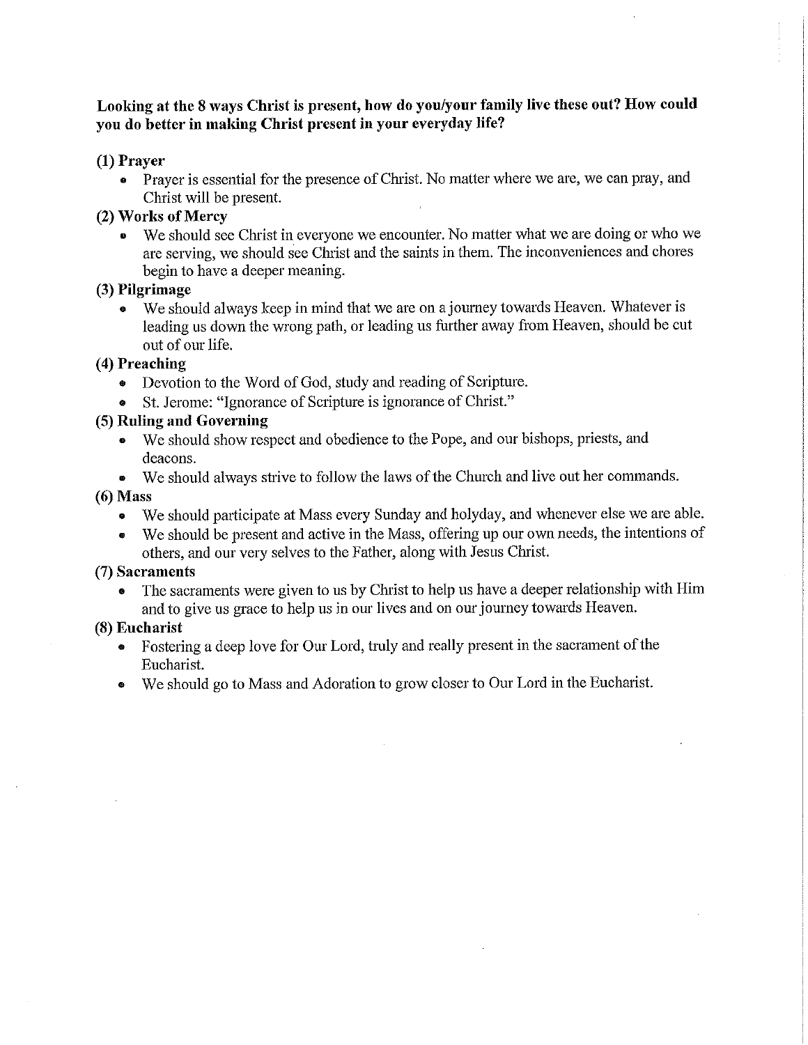**Looking at the 8 ways Christ is present, how do you/your family live these out? How could you do better in making Christ present in your everyday life?**

**(1) Prayer**

- Prayer is essential for the presence of Christ. No matter where we are, we can pray, and Christ will be present.

**(2) Works of Mercy**

- We should see Christ in everyone we encounter. No matter what we are doing or who we are serving, we should see Christ and the saints in them. The inconveniences and chores begin to have a deeper meaning.

**(3) Pilgrimage**

- We should always keep in mind that we are on a journey towards Heaven. Whatever is leading us down the wrong path, or leading us further away from Heaven, should be cut out of our life.

**(4) Preaching**

- Devotion to the Word of God, study and reading of Scripture.
- St. Jerome: "Ignorance of Scripture is ignorance of Christ."

**(5) Ruling and Governing**

- We should show respect and obedience to the Pope, and our bishops, priests, and deacons.
- We should always strive to follow the laws of the Church and live out her commands.

**(6) Mass**

- We should participate at Mass every Sunday and holyday, and whenever else we are able.
- We should be present and active in the Mass, offering up our own needs, the intentions of others, and our very selves to the Father, along with Jesus Christ.

**(7) Sacraments**

- The sacraments were given to us by Christ to help us have a deeper relationship with Him and to give us grace to help us in our lives and on our journey towards Heaven.

**(8) Eucharist**

- Fostering a deep love for Our Lord, truly and really present in the sacrament of the Eucharist.
- We should go to Mass and Adoration to grow closer to Our Lord in the Eucharist.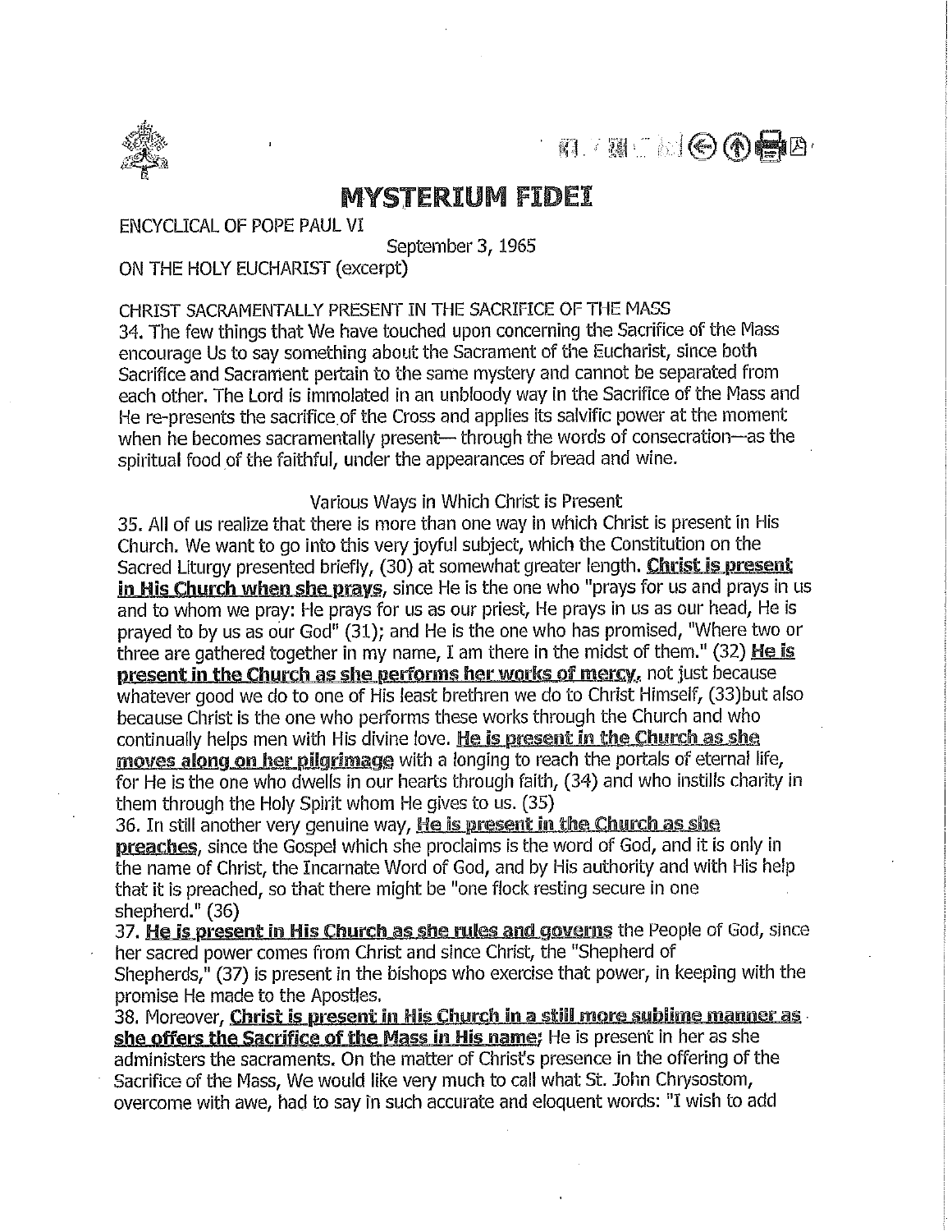# MYSTERIUM FIDEI

ENCYCLICAL OF POPE PAUL VI

September 3, 1965

ON THE HOLY EUCHARIST (excerpt)

CHRIST SACRAMENTALLY PRESENT IN THE SACRIFICE OF THE MASS

34. The few things that We have touched upon concerning the Sacrifice of the Mass encourage Us to say something about the Sacrament of the Eucharist, since both Sacrifice and Sacrament pertain to the same mystery and cannot be separated from each other. The Lord is immolated in an unbloody way in the Sacrifice of the Mass and He re-presents the sacrifice of the Cross and applies its salvific power at the moment when he becomes sacramentally present— through the words of consecration—as the spiritual food of the faithful, under the appearances of bread and wine.

Various Ways in Which Christ is Present

35. All of us realize that there is more than one way in which Christ is present in His Church. We want to go into this very joyful subject, which the Constitution on the Sacred Liturgy presented briefly, (30) at somewhat greater length. **Christ is present in His Church when she prays**, since He is the one who "prays for us and prays in us and to whom we pray: He prays for us as our priest, He prays in us as our head, He is prayed to by us as our God" (31); and He is the one who has promised, "Where two or three are gathered together in my name, I am there in the midst of them." (32) **He is present in the Church as she performs her works of mercy,** not just because whatever good we do to one of His least brethren we do to Christ Himself, (33)but also because Christ is the one who performs these works through the Church and who continually helps men with His divine love. **He is present in the Church as she moves along on her pilgrimage** with a longing to reach the portals of eternal life, for He is the one who dwells in our hearts through faith, (34) and who instills charity in them through the Holy Spirit whom He gives to us. (35)

36. In still another very genuine way, **He is present in the Church as she preaches**, since the Gospel which she proclaims is the word of God, and it is only in the name of Christ, the Incarnate Word of God, and by His authority and with His help that it is preached, so that there might be "one flock resting secure in one shepherd." (36)

37. **He is present in His Church as she rules and governs** the People of God, since her sacred power comes from Christ and since Christ, the "Shepherd of Shepherds," (37) is present in the bishops who exercise that power, in keeping with the promise He made to the Apostles.

38. Moreover, **Christ is present in His Church in a still more sublime manner as she offers the Sacrifice of the Mass in His name;** He is present in her as she administers the sacraments. On the matter of Christ's presence in the offering of the Sacrifice of the Mass, We would like very much to call what St. John Chrysostom, overcome with awe, had to say in such accurate and eloquent words: "I wish to add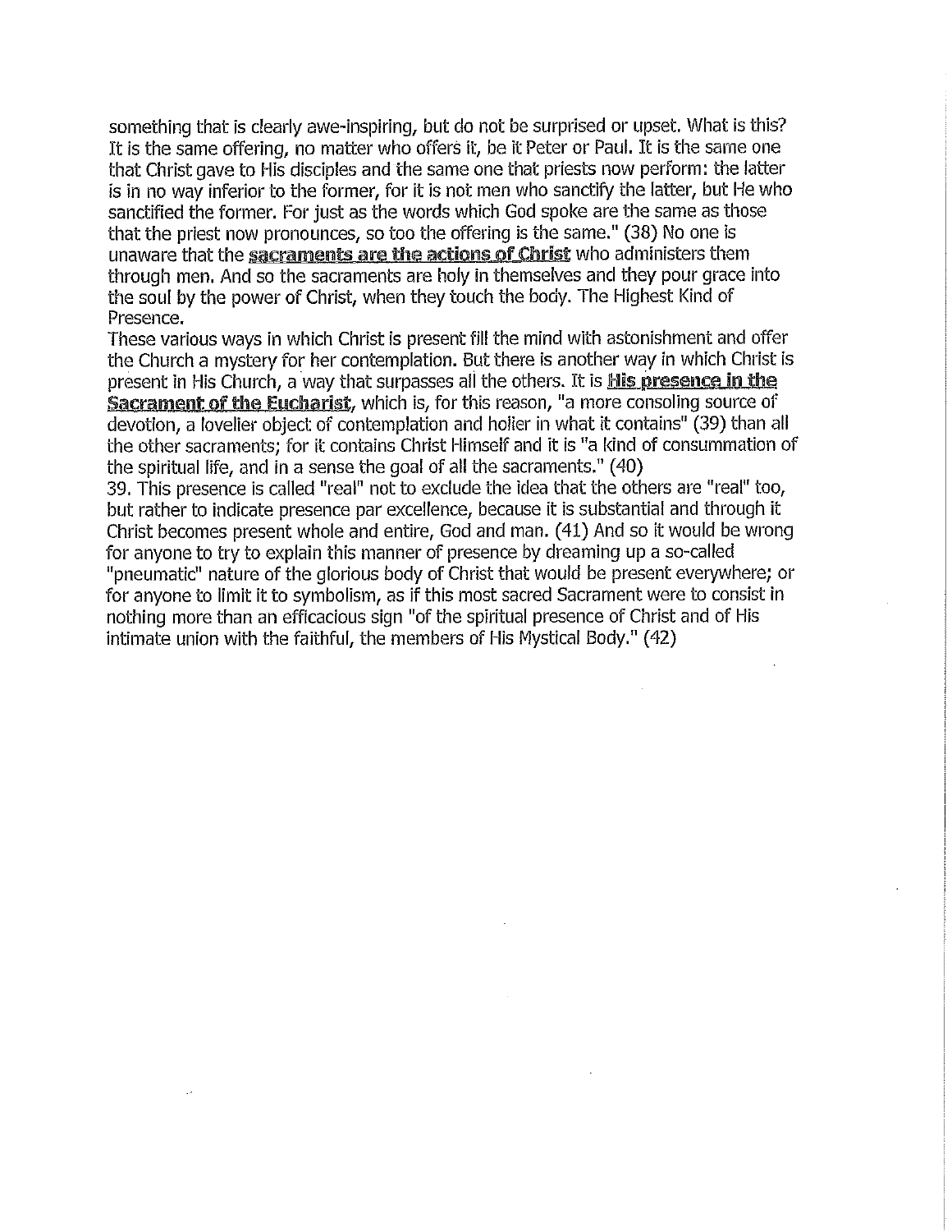something that is clearly awe-inspiring, but do not be surprised or upset. What is this? It is the same offering, no matter who offers it, be it Peter or Paul. It is the same one that Christ gave to His disciples and the same one that priests now perform: the latter is in no way inferior to the former, for it is not men who sanctify the latter, but He who sanctified the former. For just as the words which God spoke are the same as those that the priest now pronounces, so too the offering is the same." (38) No one is unaware that the **sacraments are the actions of Christ** who administers them through men. And so the sacraments are holy in themselves and they pour grace into the soul by the power of Christ, when they touch the body. The Highest Kind of Presence.

These various ways in which Christ is present fill the mind with astonishment and offer the Church a mystery for her contemplation. But there is another way in which Christ is present in His Church, a way that surpasses all the others. It is **His presence in the Sacrament of the Eucharist**, which is, for this reason, "a more consoling source of devotion, a lovelier object of contemplation and holier in what it contains" (39) than all the other sacraments; for it contains Christ Himself and it is "a kind of consummation of the spiritual life, and in a sense the goal of all the sacraments." (40)

39. This presence is called "real" not to exclude the idea that the others are "real" too, but rather to indicate presence par excellence, because it is substantial and through it Christ becomes present whole and entire, God and man. (41) And so it would be wrong for anyone to try to explain this manner of presence by dreaming up a so-called "pneumatic" nature of the glorious body of Christ that would be present everywhere; or for anyone to limit it to symbolism, as if this most sacred Sacrament were to consist in nothing more than an efficacious sign "of the spiritual presence of Christ and of His intimate union with the faithful, the members of His Mystical Body." (42)